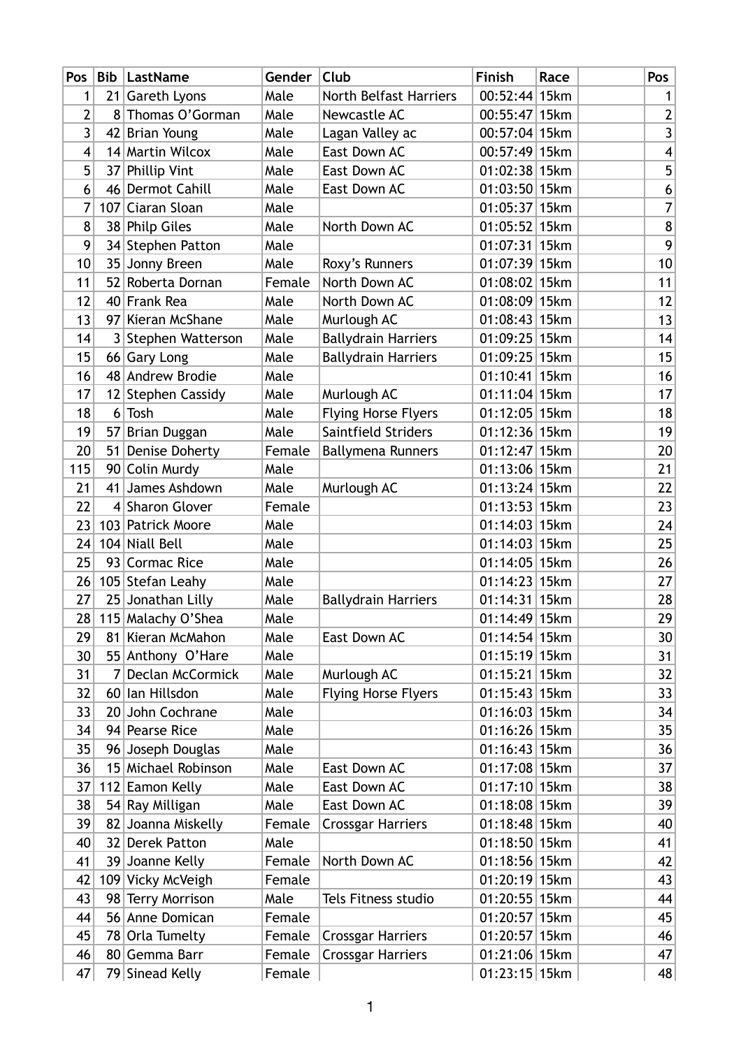| Pos | Bib | LastName | Gender | Club | Finish | Race | | Pos |
|---|---|---|---|---|---|---|---|---|
| 1 | 21 | Gareth Lyons | Male | North Belfast Harriers | 00:52:44 | 15km | | 1 |
| 2 | 8 | Thomas O’Gorman | Male | Newcastle AC | 00:55:47 | 15km | | 2 |
| 3 | 42 | Brian Young | Male | Lagan Valley ac | 00:57:04 | 15km | | 3 |
| 4 | 14 | Martin Wilcox | Male | East Down AC | 00:57:49 | 15km | | 4 |
| 5 | 37 | Phillip Vint | Male | East Down AC | 01:02:38 | 15km | | 5 |
| 6 | 46 | Dermot Cahill | Male | East Down AC | 01:03:50 | 15km | | 6 |
| 7 | 107 | Ciaran Sloan | Male | | 01:05:37 | 15km | | 7 |
| 8 | 38 | Philp Giles | Male | North Down AC | 01:05:52 | 15km | | 8 |
| 9 | 34 | Stephen Patton | Male | | 01:07:31 | 15km | | 9 |
| 10 | 35 | Jonny Breen | Male | Roxy’s Runners | 01:07:39 | 15km | | 10 |
| 11 | 52 | Roberta Dornan | Female | North Down AC | 01:08:02 | 15km | | 11 |
| 12 | 40 | Frank Rea | Male | North Down AC | 01:08:09 | 15km | | 12 |
| 13 | 97 | Kieran McShane | Male | Murlough AC | 01:08:43 | 15km | | 13 |
| 14 | 3 | Stephen Watterson | Male | Ballydrain Harriers | 01:09:25 | 15km | | 14 |
| 15 | 66 | Gary Long | Male | Ballydrain Harriers | 01:09:25 | 15km | | 15 |
| 16 | 48 | Andrew Brodie | Male | | 01:10:41 | 15km | | 16 |
| 17 | 12 | Stephen Cassidy | Male | Murlough AC | 01:11:04 | 15km | | 17 |
| 18 | 6 | Tosh | Male | Flying Horse Flyers | 01:12:05 | 15km | | 18 |
| 19 | 57 | Brian Duggan | Male | Saintfield Striders | 01:12:36 | 15km | | 19 |
| 20 | 51 | Denise Doherty | Female | Ballymena Runners | 01:12:47 | 15km | | 20 |
| 115 | 90 | Colin Murdy | Male | | 01:13:06 | 15km | | 21 |
| 21 | 41 | James Ashdown | Male | Murlough AC | 01:13:24 | 15km | | 22 |
| 22 | 4 | Sharon Glover | Female | | 01:13:53 | 15km | | 23 |
| 23 | 103 | Patrick Moore | Male | | 01:14:03 | 15km | | 24 |
| 24 | 104 | Niall Bell | Male | | 01:14:03 | 15km | | 25 |
| 25 | 93 | Cormac Rice | Male | | 01:14:05 | 15km | | 26 |
| 26 | 105 | Stefan Leahy | Male | | 01:14:23 | 15km | | 27 |
| 27 | 25 | Jonathan Lilly | Male | Ballydrain Harriers | 01:14:31 | 15km | | 28 |
| 28 | 115 | Malachy O’Shea | Male | | 01:14:49 | 15km | | 29 |
| 29 | 81 | Kieran McMahon | Male | East Down AC | 01:14:54 | 15km | | 30 |
| 30 | 55 | Anthony  O’Hare | Male | | 01:15:19 | 15km | | 31 |
| 31 | 7 | Declan McCormick | Male | Murlough AC | 01:15:21 | 15km | | 32 |
| 32 | 60 | Ian Hillsdon | Male | Flying Horse Flyers | 01:15:43 | 15km | | 33 |
| 33 | 20 | John Cochrane | Male | | 01:16:03 | 15km | | 34 |
| 34 | 94 | Pearse Rice | Male | | 01:16:26 | 15km | | 35 |
| 35 | 96 | Joseph Douglas | Male | | 01:16:43 | 15km | | 36 |
| 36 | 15 | Michael Robinson | Male | East Down AC | 01:17:08 | 15km | | 37 |
| 37 | 112 | Eamon Kelly | Male | East Down AC | 01:17:10 | 15km | | 38 |
| 38 | 54 | Ray Milligan | Male | East Down AC | 01:18:08 | 15km | | 39 |
| 39 | 82 | Joanna Miskelly | Female | Crossgar Harriers | 01:18:48 | 15km | | 40 |
| 40 | 32 | Derek Patton | Male | | 01:18:50 | 15km | | 41 |
| 41 | 39 | Joanne Kelly | Female | North Down AC | 01:18:56 | 15km | | 42 |
| 42 | 109 | Vicky McVeigh | Female | | 01:20:19 | 15km | | 43 |
| 43 | 98 | Terry Morrison | Male | Tels Fitness studio | 01:20:55 | 15km | | 44 |
| 44 | 56 | Anne Domican | Female | | 01:20:57 | 15km | | 45 |
| 45 | 78 | Orla Tumelty | Female | Crossgar Harriers | 01:20:57 | 15km | | 46 |
| 46 | 80 | Gemma Barr | Female | Crossgar Harriers | 01:21:06 | 15km | | 47 |
| 47 | 79 | Sinead Kelly | Female | | 01:23:15 | 15km | | 48 |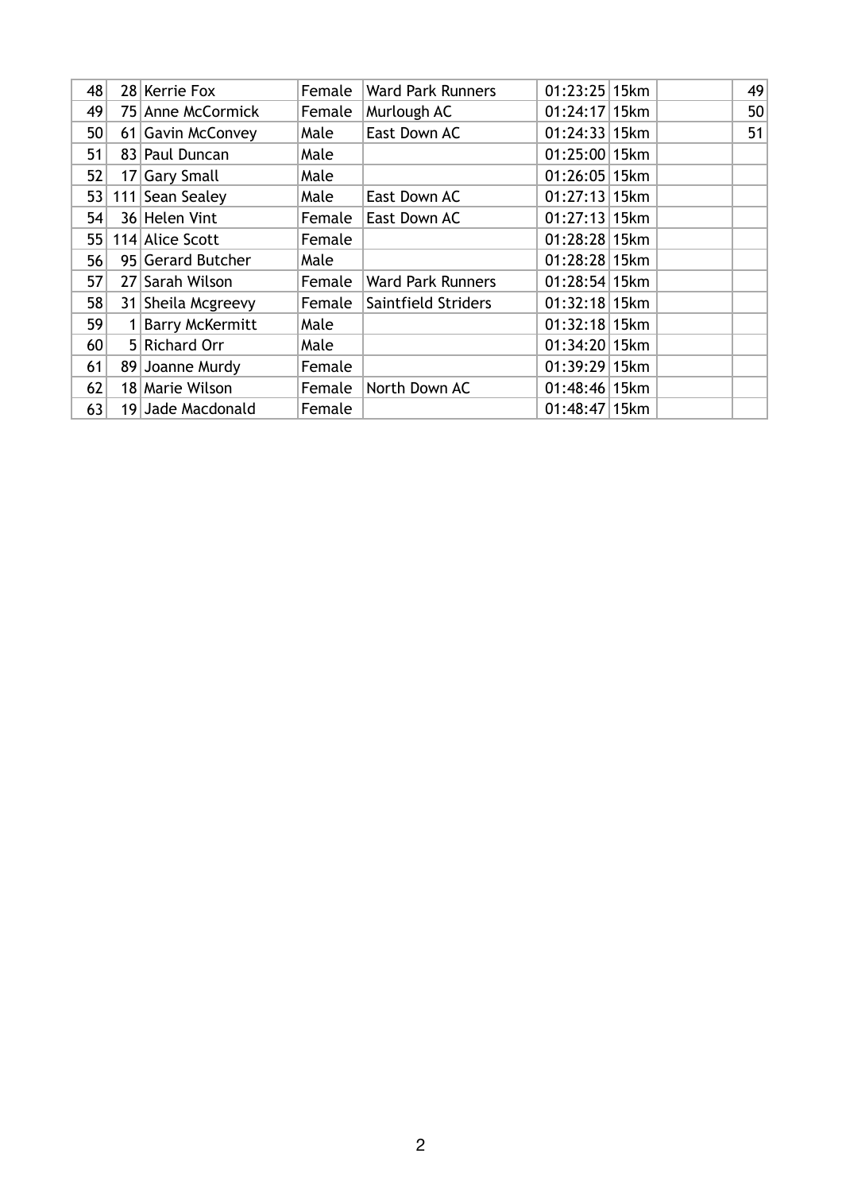| | | | | | | | | |
|---|---|---|---|---|---|---|---|---|
| 48 | 28 | Kerrie Fox | Female | Ward Park Runners | 01:23:25 | 15km | | 49 |
| 49 | 75 | Anne McCormick | Female | Murlough AC | 01:24:17 | 15km | | 50 |
| 50 | 61 | Gavin McConvey | Male | East Down AC | 01:24:33 | 15km | | 51 |
| 51 | 83 | Paul Duncan | Male | | 01:25:00 | 15km | | |
| 52 | 17 | Gary Small | Male | | 01:26:05 | 15km | | |
| 53 | 111 | Sean Sealey | Male | East Down AC | 01:27:13 | 15km | | |
| 54 | 36 | Helen Vint | Female | East Down AC | 01:27:13 | 15km | | |
| 55 | 114 | Alice Scott | Female | | 01:28:28 | 15km | | |
| 56 | 95 | Gerard Butcher | Male | | 01:28:28 | 15km | | |
| 57 | 27 | Sarah Wilson | Female | Ward Park Runners | 01:28:54 | 15km | | |
| 58 | 31 | Sheila Mcgreevy | Female | Saintfield Striders | 01:32:18 | 15km | | |
| 59 | 1 | Barry McKermitt | Male | | 01:32:18 | 15km | | |
| 60 | 5 | Richard Orr | Male | | 01:34:20 | 15km | | |
| 61 | 89 | Joanne Murdy | Female | | 01:39:29 | 15km | | |
| 62 | 18 | Marie Wilson | Female | North Down AC | 01:48:46 | 15km | | |
| 63 | 19 | Jade Macdonald | Female | | 01:48:47 | 15km | | |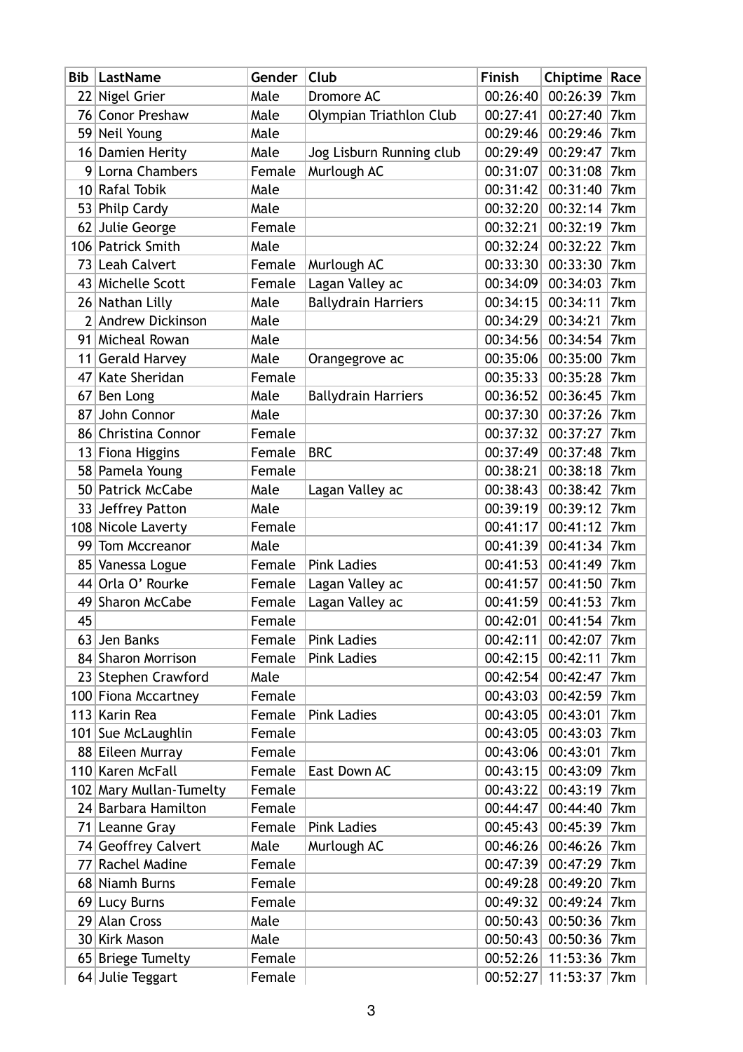| Bib | LastName | Gender | Club | Finish | Chiptime | Race |
|---|---|---|---|---|---|---|
| 22 | Nigel Grier | Male | Dromore AC | 00:26:40 | 00:26:39 | 7km |
| 76 | Conor Preshaw | Male | Olympian Triathlon Club | 00:27:41 | 00:27:40 | 7km |
| 59 | Neil Young | Male | | 00:29:46 | 00:29:46 | 7km |
| 16 | Damien Herity | Male | Jog Lisburn Running club | 00:29:49 | 00:29:47 | 7km |
| 9 | Lorna Chambers | Female | Murlough AC | 00:31:07 | 00:31:08 | 7km |
| 10 | Rafal Tobik | Male | | 00:31:42 | 00:31:40 | 7km |
| 53 | Philp Cardy | Male | | 00:32:20 | 00:32:14 | 7km |
| 62 | Julie George | Female | | 00:32:21 | 00:32:19 | 7km |
| 106 | Patrick Smith | Male | | 00:32:24 | 00:32:22 | 7km |
| 73 | Leah Calvert | Female | Murlough AC | 00:33:30 | 00:33:30 | 7km |
| 43 | Michelle Scott | Female | Lagan Valley ac | 00:34:09 | 00:34:03 | 7km |
| 26 | Nathan Lilly | Male | Ballydrain Harriers | 00:34:15 | 00:34:11 | 7km |
| 2 | Andrew Dickinson | Male | | 00:34:29 | 00:34:21 | 7km |
| 91 | Micheal Rowan | Male | | 00:34:56 | 00:34:54 | 7km |
| 11 | Gerald Harvey | Male | Orangegrove ac | 00:35:06 | 00:35:00 | 7km |
| 47 | Kate Sheridan | Female | | 00:35:33 | 00:35:28 | 7km |
| 67 | Ben Long | Male | Ballydrain Harriers | 00:36:52 | 00:36:45 | 7km |
| 87 | John Connor | Male | | 00:37:30 | 00:37:26 | 7km |
| 86 | Christina Connor | Female | | 00:37:32 | 00:37:27 | 7km |
| 13 | Fiona Higgins | Female | BRC | 00:37:49 | 00:37:48 | 7km |
| 58 | Pamela Young | Female | | 00:38:21 | 00:38:18 | 7km |
| 50 | Patrick McCabe | Male | Lagan Valley ac | 00:38:43 | 00:38:42 | 7km |
| 33 | Jeffrey Patton | Male | | 00:39:19 | 00:39:12 | 7km |
| 108 | Nicole Laverty | Female | | 00:41:17 | 00:41:12 | 7km |
| 99 | Tom Mccreanor | Male | | 00:41:39 | 00:41:34 | 7km |
| 85 | Vanessa Logue | Female | Pink Ladies | 00:41:53 | 00:41:49 | 7km |
| 44 | Orla O' Rourke | Female | Lagan Valley ac | 00:41:57 | 00:41:50 | 7km |
| 49 | Sharon McCabe | Female | Lagan Valley ac | 00:41:59 | 00:41:53 | 7km |
| 45 | | Female | | 00:42:01 | 00:41:54 | 7km |
| 63 | Jen Banks | Female | Pink Ladies | 00:42:11 | 00:42:07 | 7km |
| 84 | Sharon Morrison | Female | Pink Ladies | 00:42:15 | 00:42:11 | 7km |
| 23 | Stephen Crawford | Male | | 00:42:54 | 00:42:47 | 7km |
| 100 | Fiona Mccartney | Female | | 00:43:03 | 00:42:59 | 7km |
| 113 | Karin Rea | Female | Pink Ladies | 00:43:05 | 00:43:01 | 7km |
| 101 | Sue McLaughlin | Female | | 00:43:05 | 00:43:03 | 7km |
| 88 | Eileen Murray | Female | | 00:43:06 | 00:43:01 | 7km |
| 110 | Karen McFall | Female | East Down AC | 00:43:15 | 00:43:09 | 7km |
| 102 | Mary Mullan-Tumelty | Female | | 00:43:22 | 00:43:19 | 7km |
| 24 | Barbara Hamilton | Female | | 00:44:47 | 00:44:40 | 7km |
| 71 | Leanne Gray | Female | Pink Ladies | 00:45:43 | 00:45:39 | 7km |
| 74 | Geoffrey Calvert | Male | Murlough AC | 00:46:26 | 00:46:26 | 7km |
| 77 | Rachel Madine | Female | | 00:47:39 | 00:47:29 | 7km |
| 68 | Niamh Burns | Female | | 00:49:28 | 00:49:20 | 7km |
| 69 | Lucy Burns | Female | | 00:49:32 | 00:49:24 | 7km |
| 29 | Alan Cross | Male | | 00:50:43 | 00:50:36 | 7km |
| 30 | Kirk Mason | Male | | 00:50:43 | 00:50:36 | 7km |
| 65 | Briege Tumelty | Female | | 00:52:26 | 11:53:36 | 7km |
| 64 | Julie Teggart | Female | | 00:52:27 | 11:53:37 | 7km |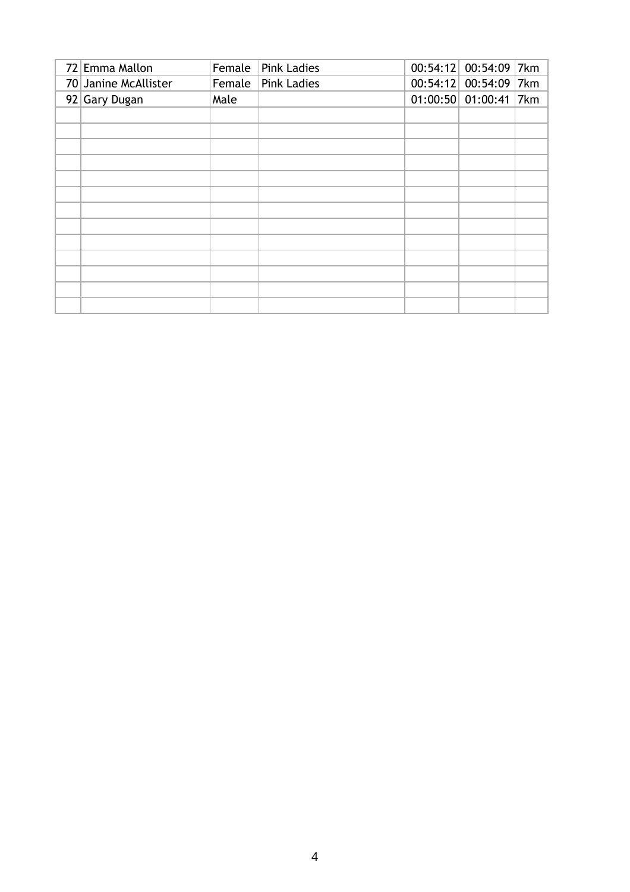| | | | | | | |
|---|---|---|---|---|---|---|
| 72 | Emma Mallon | Female | Pink Ladies | 00:54:12 | 00:54:09 | 7km |
| 70 | Janine McAllister | Female | Pink Ladies | 00:54:12 | 00:54:09 | 7km |
| 92 | Gary Dugan | Male | | 01:00:50 | 01:00:41 | 7km |
| | | | | | | |
| | | | | | | |
| | | | | | | |
| | | | | | | |
| | | | | | | |
| | | | | | | |
| | | | | | | |
| | | | | | | |
| | | | | | | |
| | | | | | | |
| | | | | | | |
| | | | | | | |
| | | | | | | |